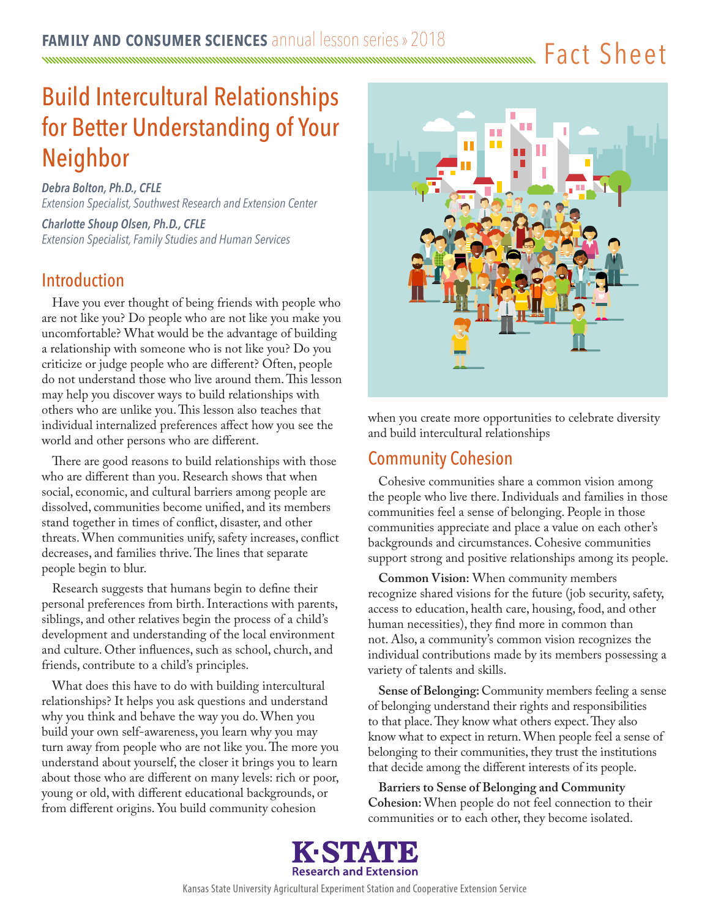FAMILY AND CONSUMER SCIENCES annual lesson series » 2018

Fact Sheet

# Build Intercultural Relationships for Better Understanding of Your Neighbor

***Debra Bolton, Ph.D., CFLE***
*Extension Specialist, Southwest Research and Extension Center*

***Charlotte Shoup Olsen, Ph.D., CFLE***
*Extension Specialist, Family Studies and Human Services*

## Introduction

Have you ever thought of being friends with people who are not like you? Do people who are not like you make you uncomfortable? What would be the advantage of building a relationship with someone who is not like you? Do you criticize or judge people who are different? Often, people do not understand those who live around them. This lesson may help you discover ways to build relationships with others who are unlike you. This lesson also teaches that individual internalized preferences affect how you see the world and other persons who are different.

There are good reasons to build relationships with those who are different than you. Research shows that when social, economic, and cultural barriers among people are dissolved, communities become unified, and its members stand together in times of conflict, disaster, and other threats. When communities unify, safety increases, conflict decreases, and families thrive. The lines that separate people begin to blur.

Research suggests that humans begin to define their personal preferences from birth. Interactions with parents, siblings, and other relatives begin the process of a child's development and understanding of the local environment and culture. Other influences, such as school, church, and friends, contribute to a child's principles.

What does this have to do with building intercultural relationships? It helps you ask questions and understand why you think and behave the way you do. When you build your own self-awareness, you learn why you may turn away from people who are not like you. The more you understand about yourself, the closer it brings you to learn about those who are different on many levels: rich or poor, young or old, with different educational backgrounds, or from different origins. You build community cohesion when you create more opportunities to celebrate diversity and build intercultural relationships

## Community Cohesion

Cohesive communities share a common vision among the people who live there. Individuals and families in those communities feel a sense of belonging. People in those communities appreciate and place a value on each other's backgrounds and circumstances. Cohesive communities support strong and positive relationships among its people.

**Common Vision:** When community members recognize shared visions for the future (job security, safety, access to education, health care, housing, food, and other human necessities), they find more in common than not. Also, a community's common vision recognizes the individual contributions made by its members possessing a variety of talents and skills.

**Sense of Belonging:** Community members feeling a sense of belonging understand their rights and responsibilities to that place. They know what others expect. They also know what to expect in return. When people feel a sense of belonging to their communities, they trust the institutions that decide among the different interests of its people.

**Barriers to Sense of Belonging and Community Cohesion:** When people do not feel connection to their communities or to each other, they become isolated.

K-STATE Research and Extension

Kansas State University Agricultural Experiment Station and Cooperative Extension Service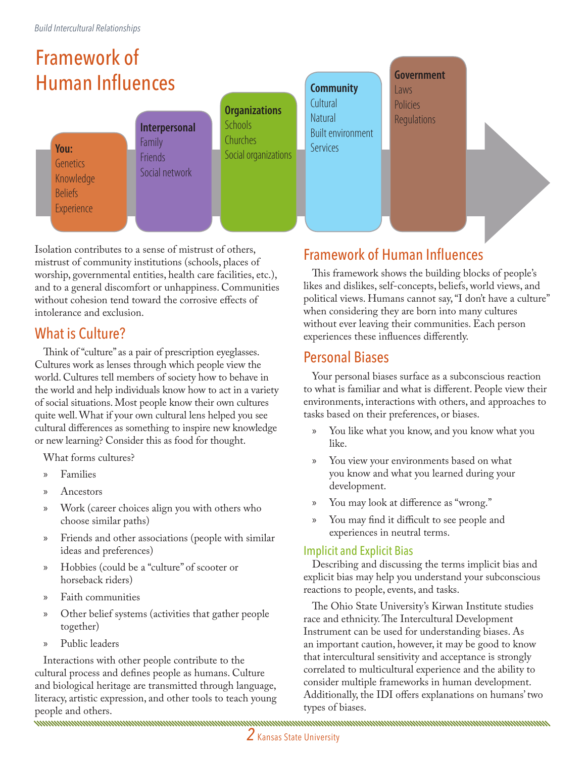# Framework of Human Influences

**You:**
Genetics
Knowledge
Beliefs
Experience

**Interpersonal**
Family
Friends
Social network

**Organizations**
Schools
Churches
Social organizations

**Community**
Cultural
Natural
Built environment
Services

**Government**
Laws
Policies
Regulations

Isolation contributes to a sense of mistrust of others, mistrust of community institutions (schools, places of worship, governmental entities, health care facilities, etc.), and to a general discomfort or unhappiness. Communities without cohesion tend toward the corrosive effects of intolerance and exclusion.

## What is Culture?

Think of "culture" as a pair of prescription eyeglasses. Cultures work as lenses through which people view the world. Cultures tell members of society how to behave in the world and help individuals know how to act in a variety of social situations. Most people know their own cultures quite well. What if your own cultural lens helped you see cultural differences as something to inspire new knowledge or new learning? Consider this as food for thought.

What forms cultures?

- Families
- Ancestors
- Work (career choices align you with others who choose similar paths)
- Friends and other associations (people with similar ideas and preferences)
- Hobbies (could be a "culture" of scooter or horseback riders)
- Faith communities
- Other belief systems (activities that gather people together)
- Public leaders

Interactions with other people contribute to the cultural process and defines people as humans. Culture and biological heritage are transmitted through language, literacy, artistic expression, and other tools to teach young people and others.

## Framework of Human Influences

This framework shows the building blocks of people's likes and dislikes, self-concepts, beliefs, world views, and political views. Humans cannot say, "I don't have a culture" when considering they are born into many cultures without ever leaving their communities. Each person experiences these influences differently.

## Personal Biases

Your personal biases surface as a subconscious reaction to what is familiar and what is different. People view their environments, interactions with others, and approaches to tasks based on their preferences, or biases.

- You like what you know, and you know what you like.
- You view your environments based on what you know and what you learned during your development.
- You may look at difference as "wrong."
- You may find it difficult to see people and experiences in neutral terms.

### Implicit and Explicit Bias

Describing and discussing the terms implicit bias and explicit bias may help you understand your subconscious reactions to people, events, and tasks.

The Ohio State University's Kirwan Institute studies race and ethnicity. The Intercultural Development Instrument can be used for understanding biases. As an important caution, however, it may be good to know that intercultural sensitivity and acceptance is strongly correlated to multicultural experience and the ability to consider multiple frameworks in human development. Additionally, the IDI offers explanations on humans' two types of biases.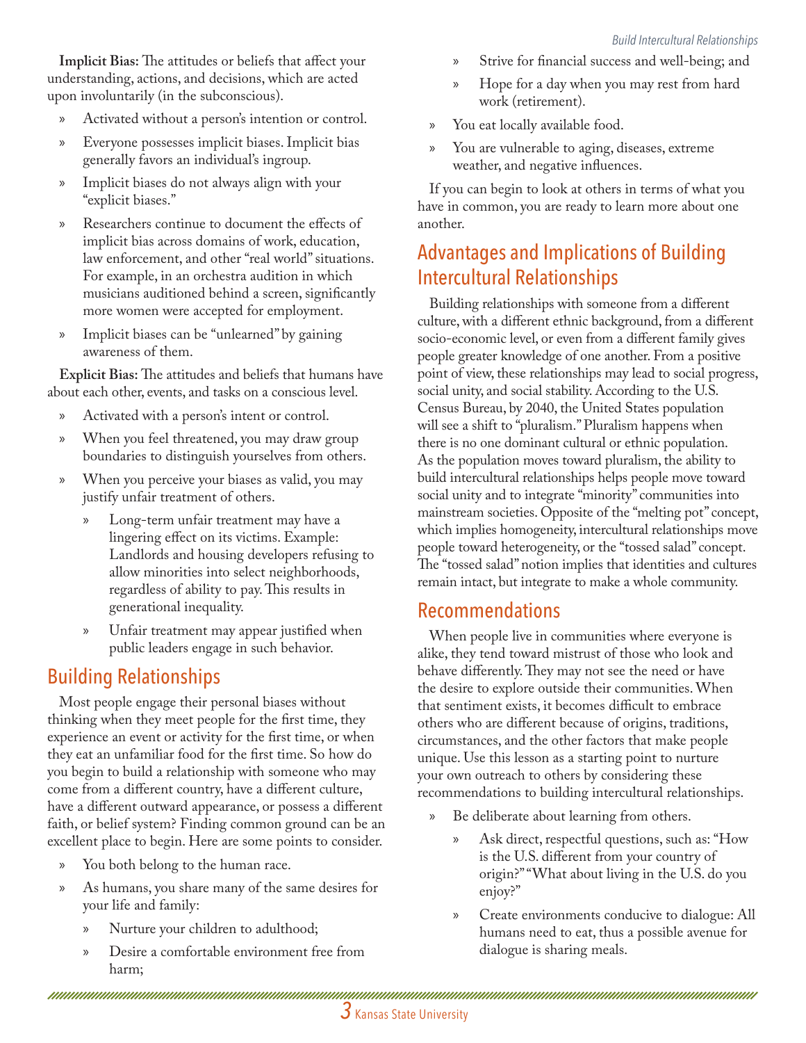**Implicit Bias:** The attitudes or beliefs that affect your understanding, actions, and decisions, which are acted upon involuntarily (in the subconscious).

- Activated without a person's intention or control.
- Everyone possesses implicit biases. Implicit bias generally favors an individual's ingroup.
- Implicit biases do not always align with your "explicit biases."
- Researchers continue to document the effects of implicit bias across domains of work, education, law enforcement, and other "real world" situations. For example, in an orchestra audition in which musicians auditioned behind a screen, significantly more women were accepted for employment.
- Implicit biases can be "unlearned" by gaining awareness of them.

**Explicit Bias:** The attitudes and beliefs that humans have about each other, events, and tasks on a conscious level.

- Activated with a person's intent or control.
- When you feel threatened, you may draw group boundaries to distinguish yourselves from others.
- When you perceive your biases as valid, you may justify unfair treatment of others.
  - Long-term unfair treatment may have a lingering effect on its victims. Example: Landlords and housing developers refusing to allow minorities into select neighborhoods, regardless of ability to pay. This results in generational inequality.
  - Unfair treatment may appear justified when public leaders engage in such behavior.

## Building Relationships

Most people engage their personal biases without thinking when they meet people for the first time, they experience an event or activity for the first time, or when they eat an unfamiliar food for the first time. So how do you begin to build a relationship with someone who may come from a different country, have a different culture, have a different outward appearance, or possess a different faith, or belief system? Finding common ground can be an excellent place to begin. Here are some points to consider.

- You both belong to the human race.
- As humans, you share many of the same desires for your life and family:
  - Nurture your children to adulthood;
  - Desire a comfortable environment free from harm;
  - Strive for financial success and well-being; and
  - Hope for a day when you may rest from hard work (retirement).
- You eat locally available food.
- You are vulnerable to aging, diseases, extreme weather, and negative influences.

If you can begin to look at others in terms of what you have in common, you are ready to learn more about one another.

## Advantages and Implications of Building Intercultural Relationships

Building relationships with someone from a different culture, with a different ethnic background, from a different socio-economic level, or even from a different family gives people greater knowledge of one another. From a positive point of view, these relationships may lead to social progress, social unity, and social stability. According to the U.S. Census Bureau, by 2040, the United States population will see a shift to "pluralism." Pluralism happens when there is no one dominant cultural or ethnic population. As the population moves toward pluralism, the ability to build intercultural relationships helps people move toward social unity and to integrate "minority" communities into mainstream societies. Opposite of the "melting pot" concept, which implies homogeneity, intercultural relationships move people toward heterogeneity, or the "tossed salad" concept. The "tossed salad" notion implies that identities and cultures remain intact, but integrate to make a whole community.

## Recommendations

When people live in communities where everyone is alike, they tend toward mistrust of those who look and behave differently. They may not see the need or have the desire to explore outside their communities. When that sentiment exists, it becomes difficult to embrace others who are different because of origins, traditions, circumstances, and the other factors that make people unique. Use this lesson as a starting point to nurture your own outreach to others by considering these recommendations to building intercultural relationships.

- Be deliberate about learning from others.
  - Ask direct, respectful questions, such as: "How is the U.S. different from your country of origin?" "What about living in the U.S. do you enjoy?"
  - Create environments conducive to dialogue: All humans need to eat, thus a possible avenue for dialogue is sharing meals.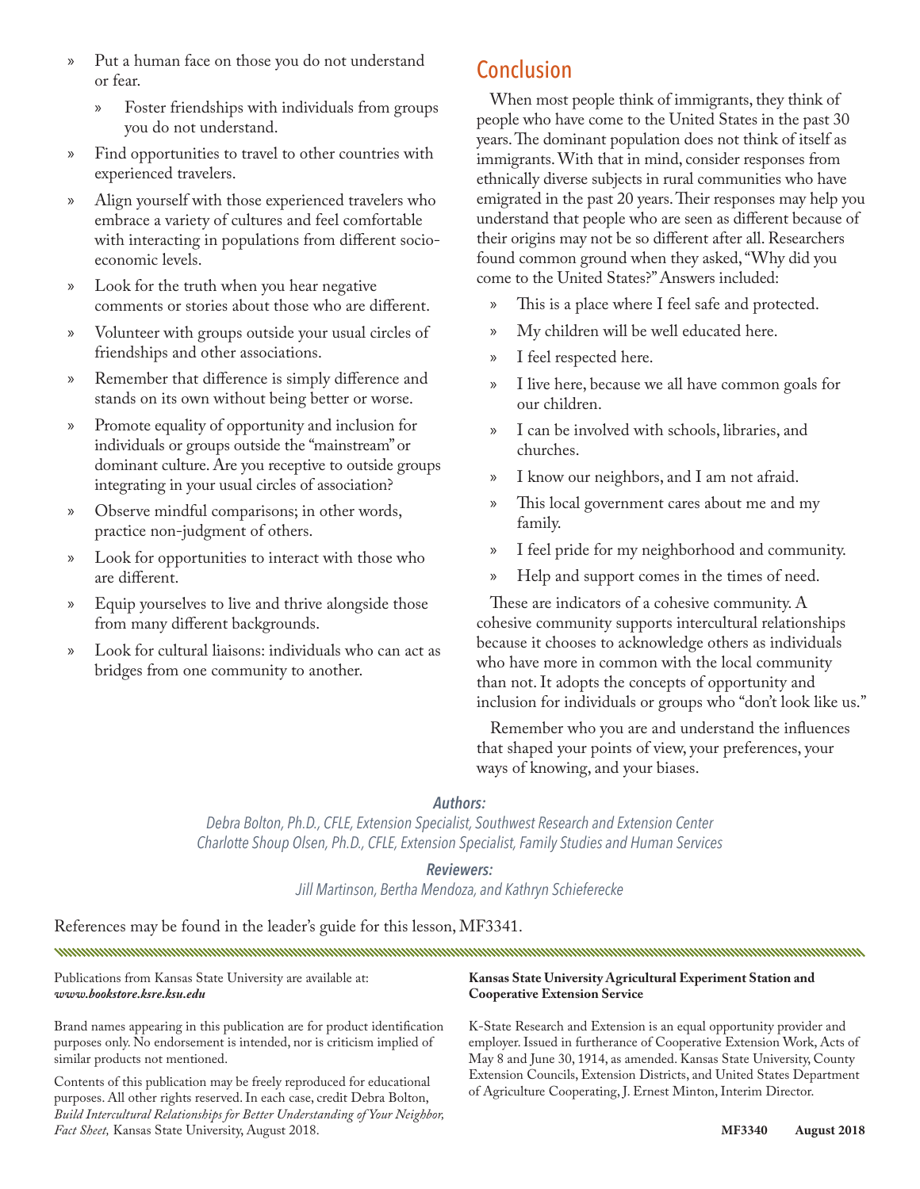- Put a human face on those you do not understand or fear.
  - Foster friendships with individuals from groups you do not understand.
- Find opportunities to travel to other countries with experienced travelers.
- Align yourself with those experienced travelers who embrace a variety of cultures and feel comfortable with interacting in populations from different socio-economic levels.
- Look for the truth when you hear negative comments or stories about those who are different.
- Volunteer with groups outside your usual circles of friendships and other associations.
- Remember that difference is simply difference and stands on its own without being better or worse.
- Promote equality of opportunity and inclusion for individuals or groups outside the "mainstream" or dominant culture. Are you receptive to outside groups integrating in your usual circles of association?
- Observe mindful comparisons; in other words, practice non-judgment of others.
- Look for opportunities to interact with those who are different.
- Equip yourselves to live and thrive alongside those from many different backgrounds.
- Look for cultural liaisons: individuals who can act as bridges from one community to another.

## Conclusion

When most people think of immigrants, they think of people who have come to the United States in the past 30 years. The dominant population does not think of itself as immigrants. With that in mind, consider responses from ethnically diverse subjects in rural communities who have emigrated in the past 20 years. Their responses may help you understand that people who are seen as different because of their origins may not be so different after all. Researchers found common ground when they asked, "Why did you come to the United States?" Answers included:

- This is a place where I feel safe and protected.
- My children will be well educated here.
- I feel respected here.
- I live here, because we all have common goals for our children.
- I can be involved with schools, libraries, and churches.
- I know our neighbors, and I am not afraid.
- This local government cares about me and my family.
- I feel pride for my neighborhood and community.
- Help and support comes in the times of need.

These are indicators of a cohesive community. A cohesive community supports intercultural relationships because it chooses to acknowledge others as individuals who have more in common with the local community than not. It adopts the concepts of opportunity and inclusion for individuals or groups who "don't look like us."

Remember who you are and understand the influences that shaped your points of view, your preferences, your ways of knowing, and your biases.

**Authors:**

*Debra Bolton, Ph.D., CFLE, Extension Specialist, Southwest Research and Extension Center*
*Charlotte Shoup Olsen, Ph.D., CFLE, Extension Specialist, Family Studies and Human Services*

**Reviewers:**

*Jill Martinson, Bertha Mendoza, and Kathryn Schieferecke*

References may be found in the leader's guide for this lesson, MF3341.

Publications from Kansas State University are available at: ***www.bookstore.ksre.ksu.edu***

Brand names appearing in this publication are for product identification purposes only. No endorsement is intended, nor is criticism implied of similar products not mentioned.

Contents of this publication may be freely reproduced for educational purposes. All other rights reserved. In each case, credit Debra Bolton, *Build Intercultural Relationships for Better Understanding of Your Neighbor, Fact Sheet,* Kansas State University, August 2018.

**Kansas State University Agricultural Experiment Station and Cooperative Extension Service**

K-State Research and Extension is an equal opportunity provider and employer. Issued in furtherance of Cooperative Extension Work, Acts of May 8 and June 30, 1914, as amended. Kansas State University, County Extension Councils, Extension Districts, and United States Department of Agriculture Cooperating, J. Ernest Minton, Interim Director.

**MF3340 August 2018**